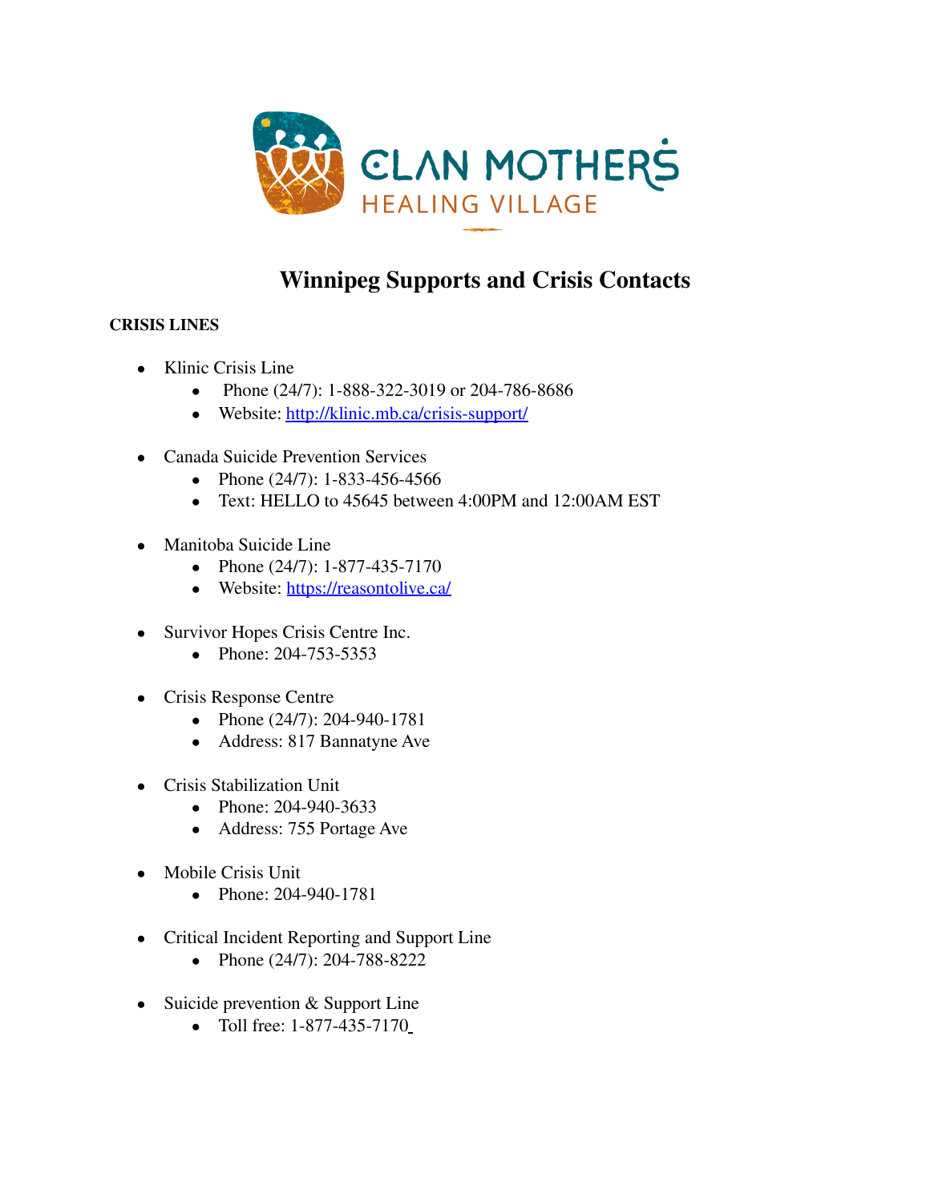CLAN MOTHERS HEALING VILLAGE

# Winnipeg Supports and Crisis Contacts

**CRISIS LINES**

- Klinic Crisis Line
  - Phone (24/7): 1-888-322-3019 or 204-786-8686
  - Website: http://klinic.mb.ca/crisis-support/

- Canada Suicide Prevention Services
  - Phone (24/7): 1-833-456-4566
  - Text: HELLO to 45645 between 4:00PM and 12:00AM EST

- Manitoba Suicide Line
  - Phone (24/7): 1-877-435-7170
  - Website: https://reasontolive.ca/

- Survivor Hopes Crisis Centre Inc.
  - Phone: 204-753-5353

- Crisis Response Centre
  - Phone (24/7): 204-940-1781
  - Address: 817 Bannatyne Ave

- Crisis Stabilization Unit
  - Phone: 204-940-3633
  - Address: 755 Portage Ave

- Mobile Crisis Unit
  - Phone: 204-940-1781

- Critical Incident Reporting and Support Line
  - Phone (24/7): 204-788-8222

- Suicide prevention & Support Line
  - Toll free: 1-877-435-7170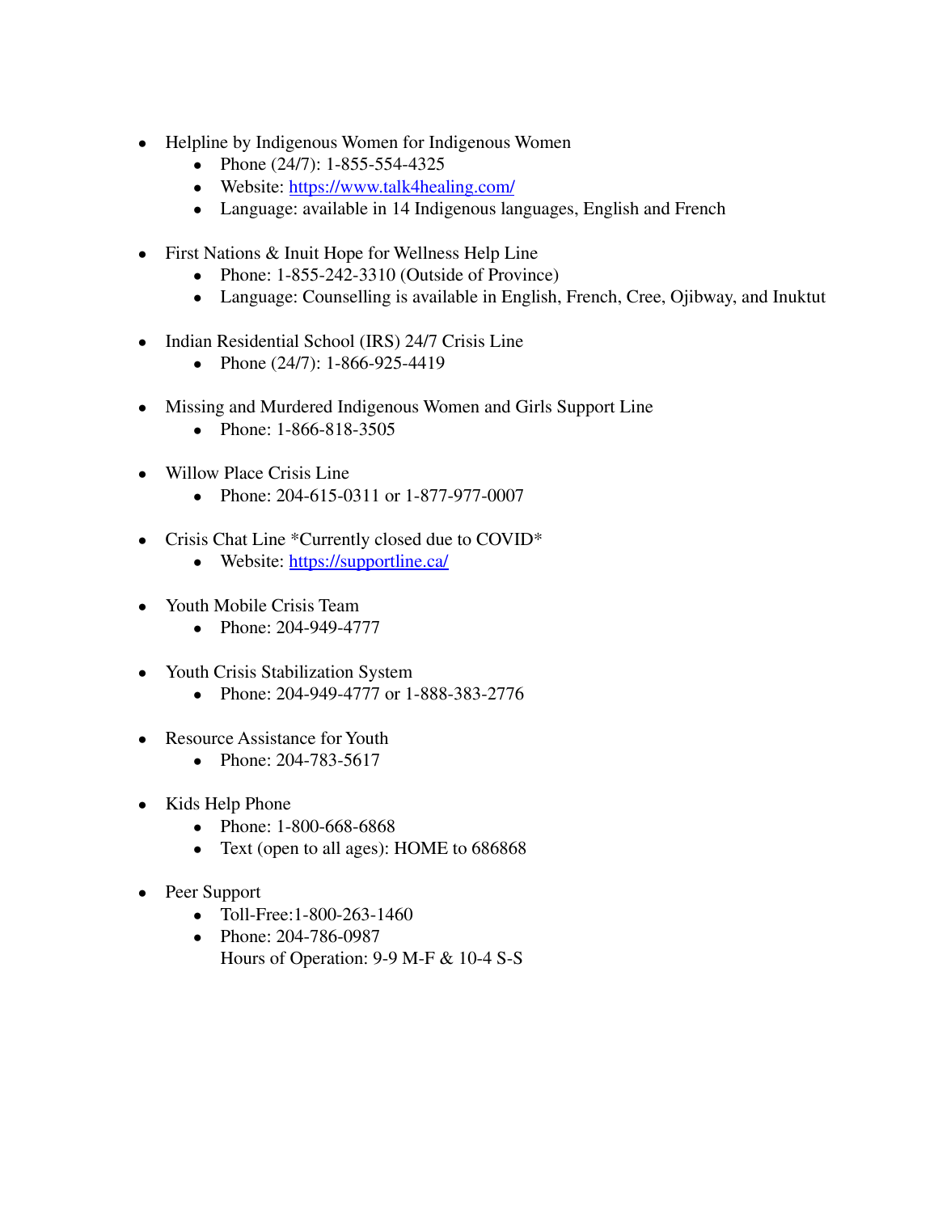- Helpline by Indigenous Women for Indigenous Women
  - Phone (24/7): 1-855-554-4325
  - Website: [https://www.talk4healing.com/](https://www.talk4healing.com/)
  - Language: available in 14 Indigenous languages, English and French

- First Nations & Inuit Hope for Wellness Help Line
  - Phone: 1-855-242-3310 (Outside of Province)
  - Language: Counselling is available in English, French, Cree, Ojibway, and Inuktut

- Indian Residential School (IRS) 24/7 Crisis Line
  - Phone (24/7): 1-866-925-4419

- Missing and Murdered Indigenous Women and Girls Support Line
  - Phone: 1-866-818-3505

- Willow Place Crisis Line
  - Phone: 204-615-0311 or 1-877-977-0007

- Crisis Chat Line *Currently closed due to COVID*
  - Website: [https://supportline.ca/](https://supportline.ca/)

- Youth Mobile Crisis Team
  - Phone: 204-949-4777

- Youth Crisis Stabilization System
  - Phone: 204-949-4777 or 1-888-383-2776

- Resource Assistance for Youth
  - Phone: 204-783-5617

- Kids Help Phone
  - Phone: 1-800-668-6868
  - Text (open to all ages): HOME to 686868

- Peer Support
  - Toll-Free:1-800-263-1460
  - Phone: 204-786-0987
    Hours of Operation: 9-9 M-F & 10-4 S-S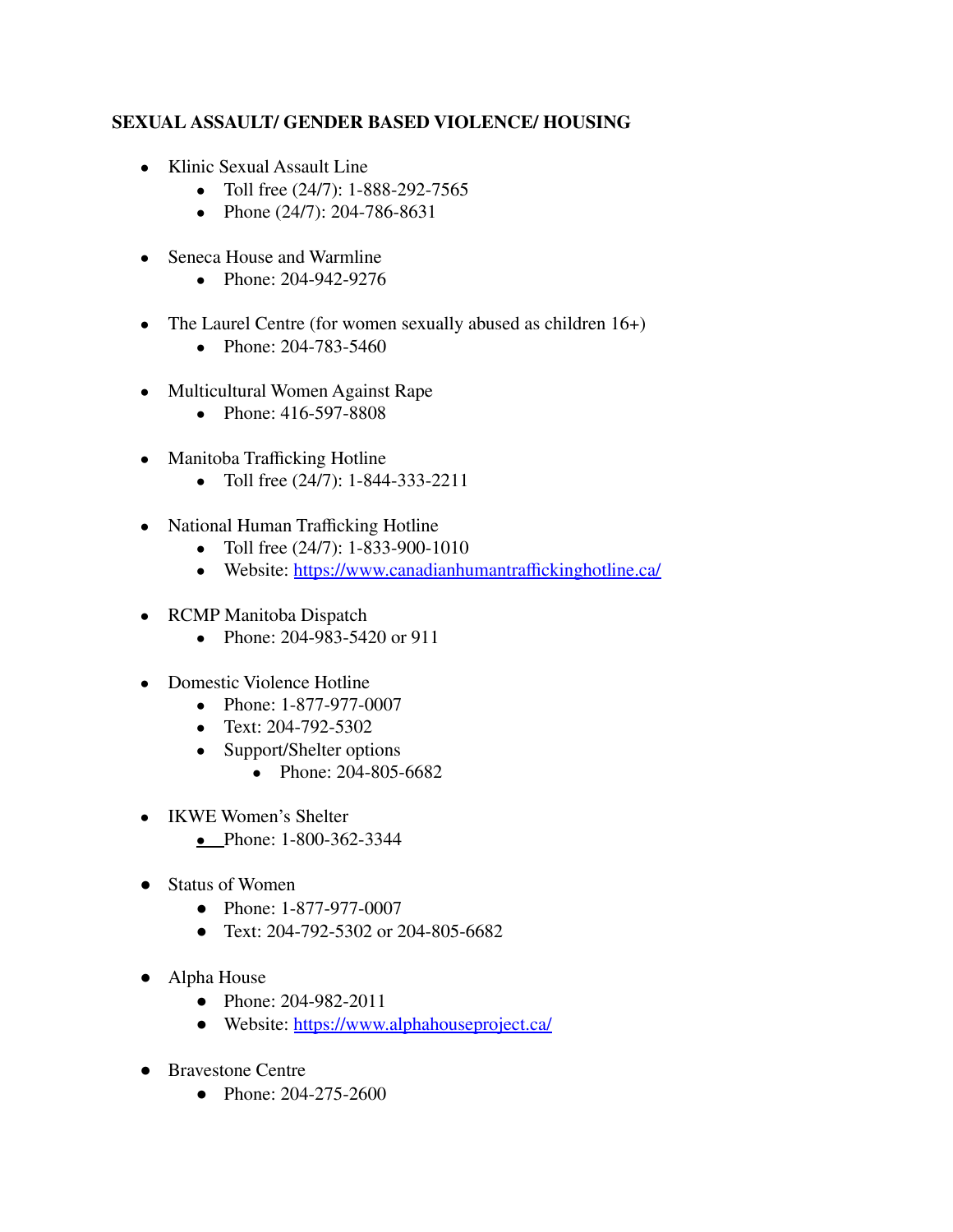**SEXUAL ASSAULT/ GENDER BASED VIOLENCE/ HOUSING**

- Klinic Sexual Assault Line
  - Toll free (24/7): 1-888-292-7565
  - Phone (24/7): 204-786-8631

- Seneca House and Warmline
  - Phone: 204-942-9276

- The Laurel Centre (for women sexually abused as children 16+)
  - Phone: 204-783-5460

- Multicultural Women Against Rape
  - Phone: 416-597-8808

- Manitoba Trafficking Hotline
  - Toll free (24/7): 1-844-333-2211

- National Human Trafficking Hotline
  - Toll free (24/7): 1-833-900-1010
  - Website: https://www.canadianhumantraffickinghotline.ca/

- RCMP Manitoba Dispatch
  - Phone: 204-983-5420 or 911

- Domestic Violence Hotline
  - Phone: 1-877-977-0007
  - Text: 204-792-5302
  - Support/Shelter options
    - Phone: 204-805-6682

- IKWE Women's Shelter
  - Phone: 1-800-362-3344

- Status of Women
  - Phone: 1-877-977-0007
  - Text: 204-792-5302 or 204-805-6682

- Alpha House
  - Phone: 204-982-2011
  - Website: https://www.alphahouseproject.ca/

- Bravestone Centre
  - Phone: 204-275-2600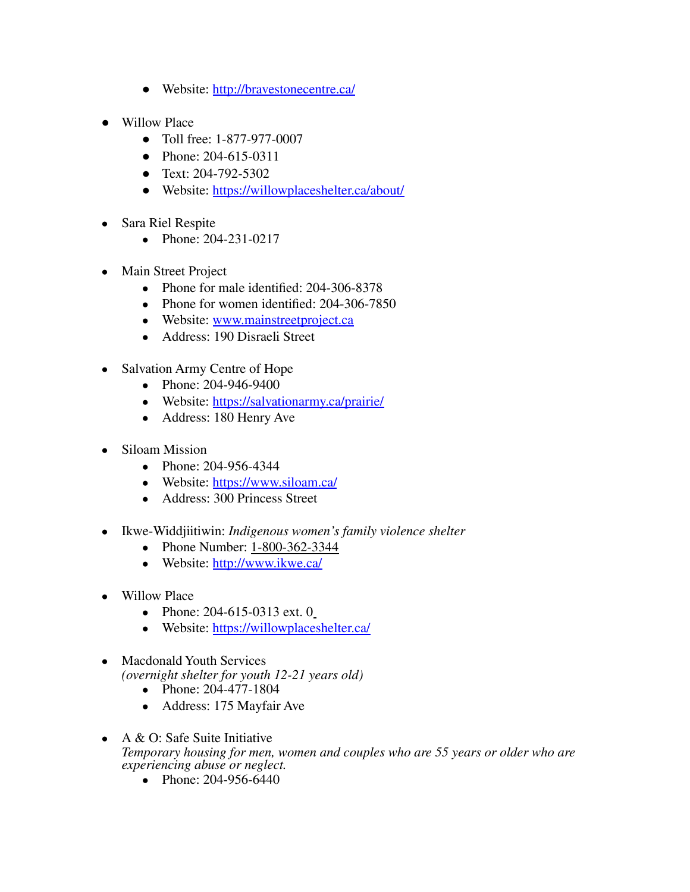- Website: http://bravestonecentre.ca/

- Willow Place
  - Toll free: 1-877-977-0007
  - Phone: 204-615-0311
  - Text: 204-792-5302
  - Website: https://willowplaceshelter.ca/about/

- Sara Riel Respite
  - Phone: 204-231-0217

- Main Street Project
  - Phone for male identified: 204-306-8378
  - Phone for women identified: 204-306-7850
  - Website: www.mainstreetproject.ca
  - Address: 190 Disraeli Street

- Salvation Army Centre of Hope
  - Phone: 204-946-9400
  - Website: https://salvationarmy.ca/prairie/
  - Address: 180 Henry Ave

- Siloam Mission
  - Phone: 204-956-4344
  - Website: https://www.siloam.ca/
  - Address: 300 Princess Street

- Ikwe-Widdjiitiwin: *Indigenous women's family violence shelter*
  - Phone Number: 1-800-362-3344
  - Website: http://www.ikwe.ca/

- Willow Place
  - Phone: 204-615-0313 ext. 0
  - Website: https://willowplaceshelter.ca/

- Macdonald Youth Services
  *(overnight shelter for youth 12-21 years old)*
  - Phone: 204-477-1804
  - Address: 175 Mayfair Ave

- A & O: Safe Suite Initiative
  *Temporary housing for men, women and couples who are 55 years or older who are experiencing abuse or neglect.*
  - Phone: 204-956-6440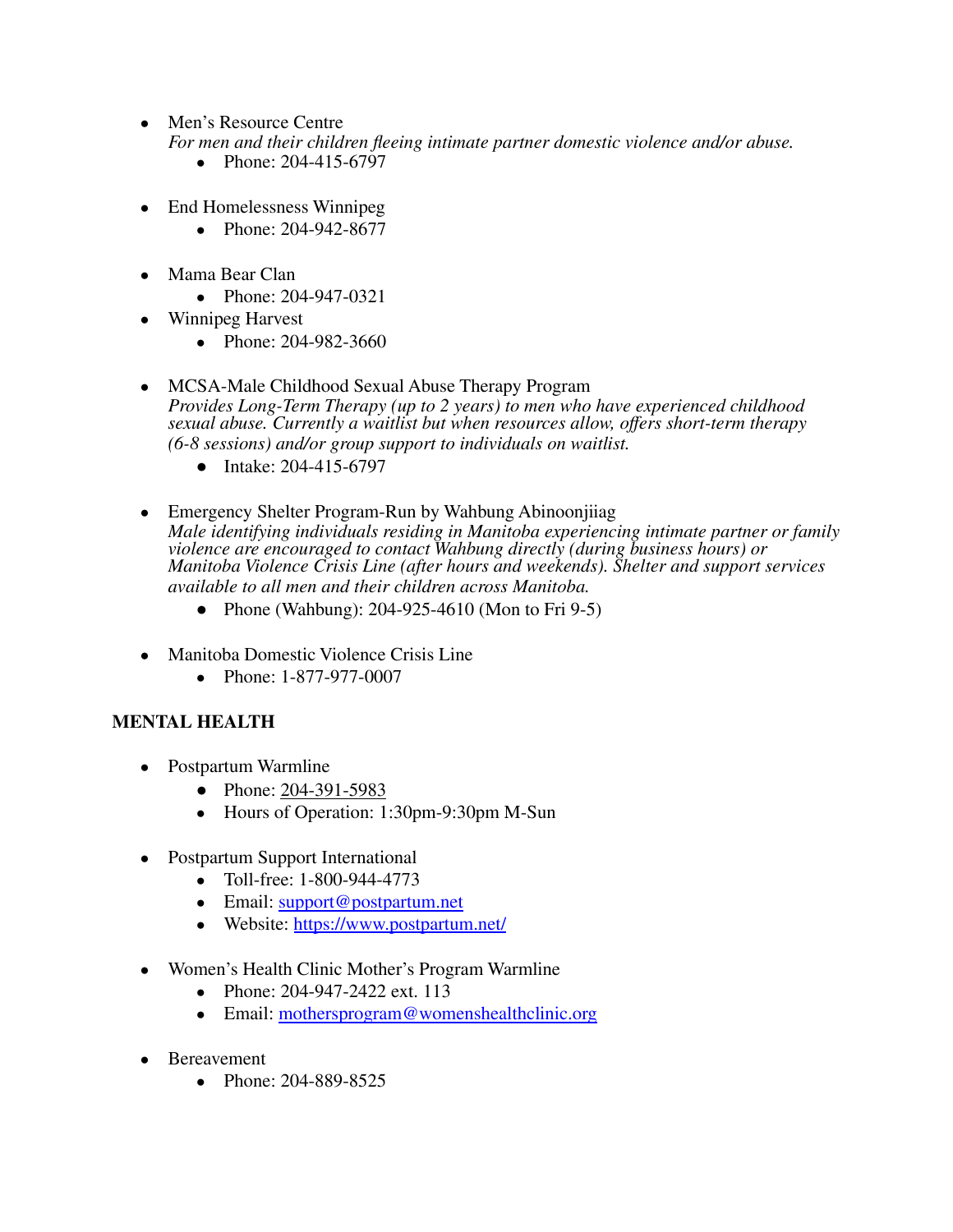- Men's Resource Centre
  *For men and their children fleeing intimate partner domestic violence and/or abuse.*
  - Phone: 204-415-6797

- End Homelessness Winnipeg
  - Phone: 204-942-8677

- Mama Bear Clan
  - Phone: 204-947-0321
- Winnipeg Harvest
  - Phone: 204-982-3660

- MCSA-Male Childhood Sexual Abuse Therapy Program
  *Provides Long-Term Therapy (up to 2 years) to men who have experienced childhood sexual abuse. Currently a waitlist but when resources allow, offers short-term therapy (6-8 sessions) and/or group support to individuals on waitlist.*
  - Intake: 204-415-6797

- Emergency Shelter Program-Run by Wahbung Abinoonjiiag
  *Male identifying individuals residing in Manitoba experiencing intimate partner or family violence are encouraged to contact Wahbung directly (during business hours) or Manitoba Violence Crisis Line (after hours and weekends). Shelter and support services available to all men and their children across Manitoba.*
  - Phone (Wahbung): 204-925-4610 (Mon to Fri 9-5)

- Manitoba Domestic Violence Crisis Line
  - Phone: 1-877-977-0007

**MENTAL HEALTH**

- Postpartum Warmline
  - Phone: 204-391-5983
  - Hours of Operation: 1:30pm-9:30pm M-Sun

- Postpartum Support International
  - Toll-free: 1-800-944-4773
  - Email: support@postpartum.net
  - Website: https://www.postpartum.net/

- Women's Health Clinic Mother's Program Warmline
  - Phone: 204-947-2422 ext. 113
  - Email: mothersprogram@womenshealthclinic.org

- Bereavement
  - Phone: 204-889-8525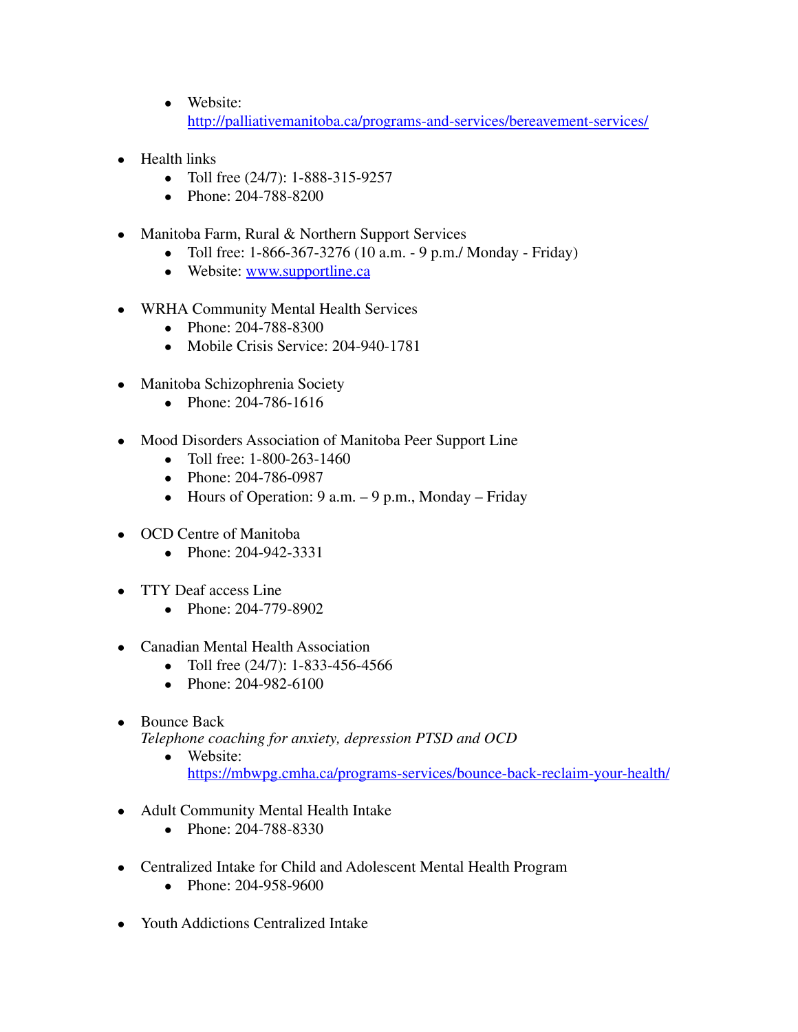- Website: [http://palliativemanitoba.ca/programs-and-services/bereavement-services/](http://palliativemanitoba.ca/programs-and-services/bereavement-services/)

- Health links
  - Toll free (24/7): 1-888-315-9257
  - Phone: 204-788-8200

- Manitoba Farm, Rural & Northern Support Services
  - Toll free: 1-866-367-3276 (10 a.m. - 9 p.m./ Monday - Friday)
  - Website: [www.supportline.ca](http://www.supportline.ca)

- WRHA Community Mental Health Services
  - Phone: 204-788-8300
  - Mobile Crisis Service: 204-940-1781

- Manitoba Schizophrenia Society
  - Phone: 204-786-1616

- Mood Disorders Association of Manitoba Peer Support Line
  - Toll free: 1-800-263-1460
  - Phone: 204-786-0987
  - Hours of Operation: 9 a.m. – 9 p.m., Monday – Friday

- OCD Centre of Manitoba
  - Phone: 204-942-3331

- TTY Deaf access Line
  - Phone: 204-779-8902

- Canadian Mental Health Association
  - Toll free (24/7): 1-833-456-4566
  - Phone: 204-982-6100

- Bounce Back
  *Telephone coaching for anxiety, depression PTSD and OCD*
  - Website: [https://mbwpg.cmha.ca/programs-services/bounce-back-reclaim-your-health/](https://mbwpg.cmha.ca/programs-services/bounce-back-reclaim-your-health/)

- Adult Community Mental Health Intake
  - Phone: 204-788-8330

- Centralized Intake for Child and Adolescent Mental Health Program
  - Phone: 204-958-9600

- Youth Addictions Centralized Intake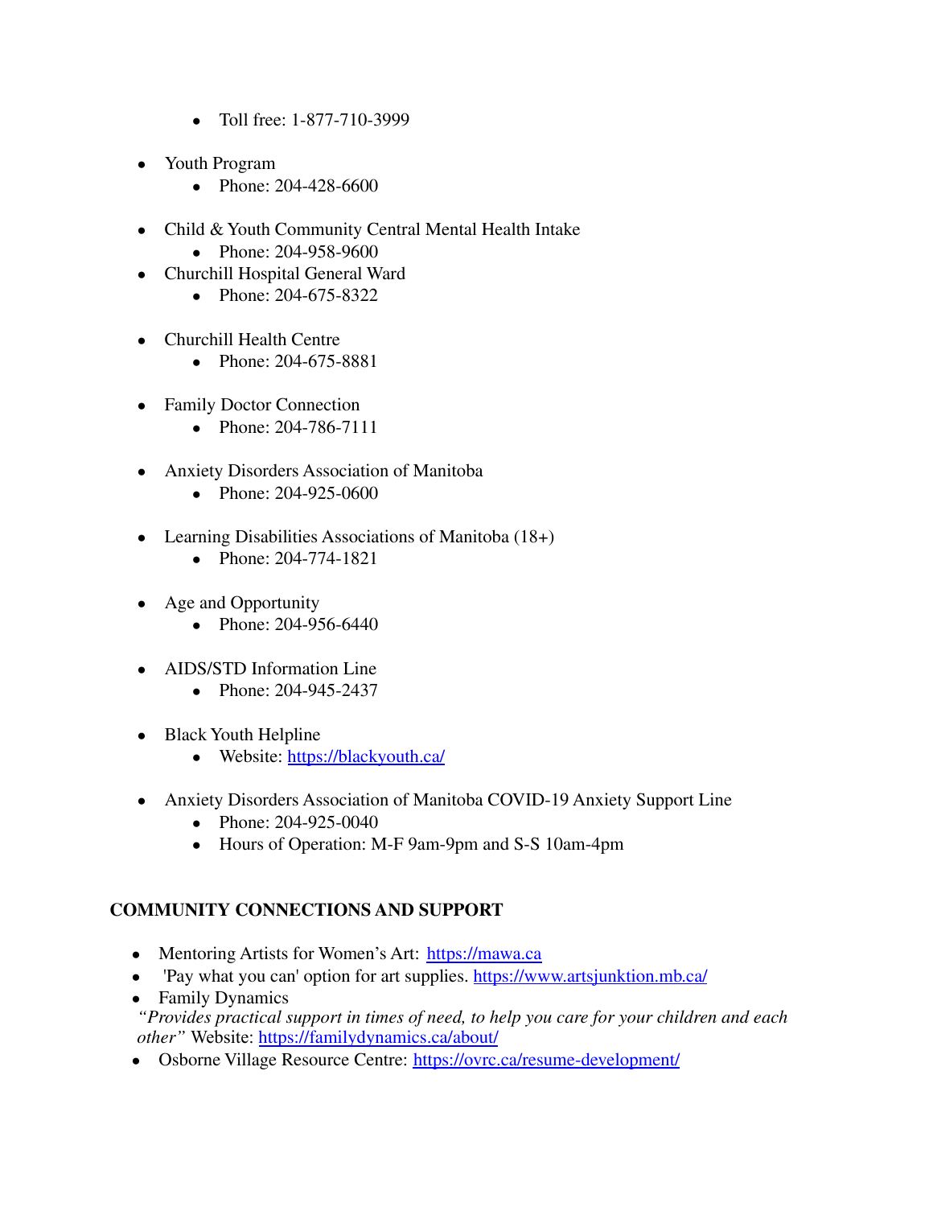- Toll free: 1-877-710-3999

- Youth Program
    - Phone: 204-428-6600

- Child & Youth Community Central Mental Health Intake
    - Phone: 204-958-9600
- Churchill Hospital General Ward
    - Phone: 204-675-8322

- Churchill Health Centre
    - Phone: 204-675-8881

- Family Doctor Connection
    - Phone: 204-786-7111

- Anxiety Disorders Association of Manitoba
    - Phone: 204-925-0600

- Learning Disabilities Associations of Manitoba (18+)
    - Phone: 204-774-1821

- Age and Opportunity
    - Phone: 204-956-6440

- AIDS/STD Information Line
    - Phone: 204-945-2437

- Black Youth Helpline
    - Website: [https://blackyouth.ca/](https://blackyouth.ca/)

- Anxiety Disorders Association of Manitoba COVID-19 Anxiety Support Line
    - Phone: 204-925-0040
    - Hours of Operation: M-F 9am-9pm and S-S 10am-4pm

**COMMUNITY CONNECTIONS AND SUPPORT**

- Mentoring Artists for Women's Art: [https://mawa.ca](https://mawa.ca)
- 'Pay what you can' option for art supplies. [https://www.artsjunktion.mb.ca/](https://www.artsjunktion.mb.ca/)
- Family Dynamics
  *"Provides practical support in times of need, to help you care for your children and each other"* Website: [https://familydynamics.ca/about/](https://familydynamics.ca/about/)
- Osborne Village Resource Centre: [https://ovrc.ca/resume-development/](https://ovrc.ca/resume-development/)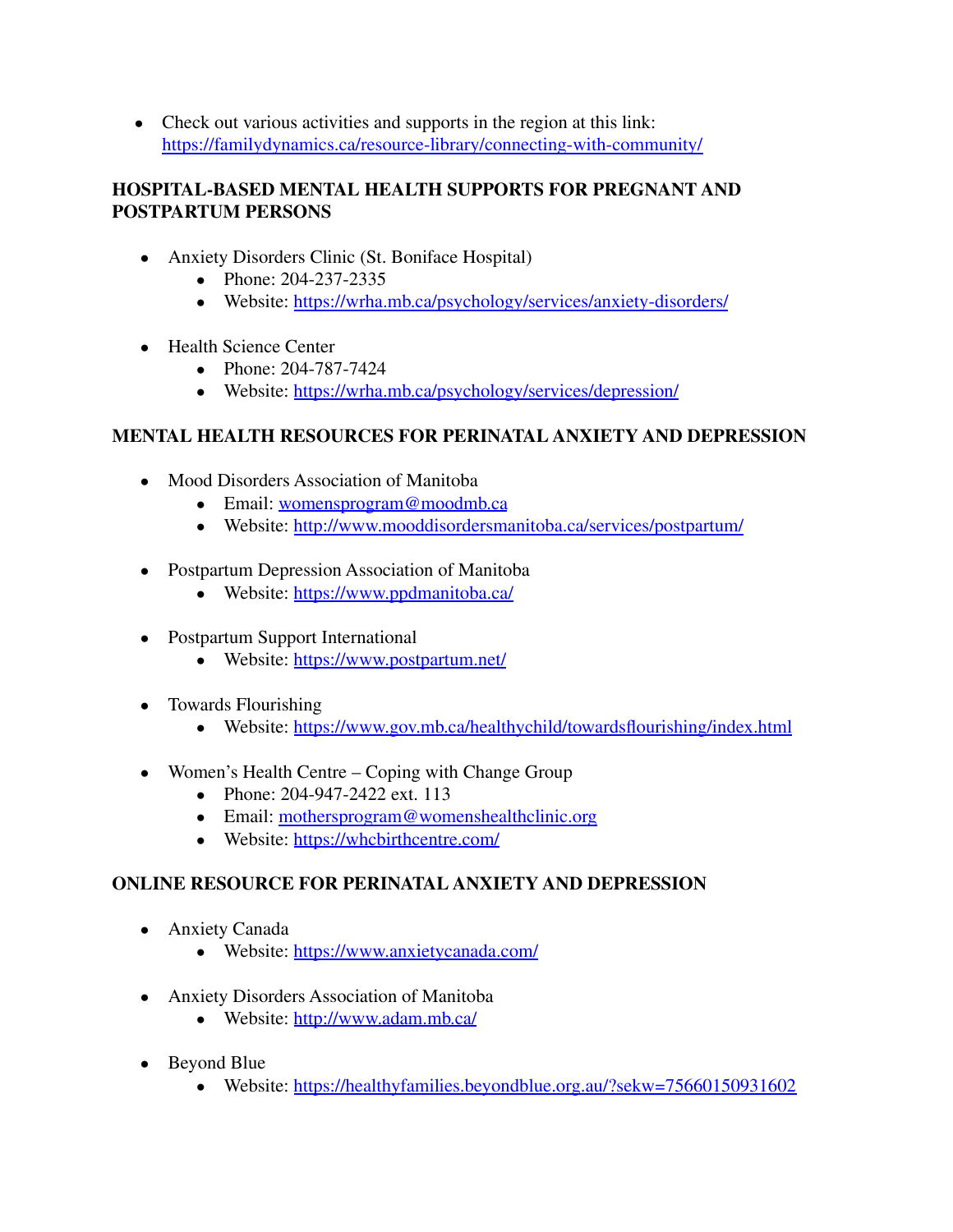- Check out various activities and supports in the region at this link: https://familydynamics.ca/resource-library/connecting-with-community/

## HOSPITAL-BASED MENTAL HEALTH SUPPORTS FOR PREGNANT AND POSTPARTUM PERSONS

- Anxiety Disorders Clinic (St. Boniface Hospital)
  - Phone: 204-237-2335
  - Website: https://wrha.mb.ca/psychology/services/anxiety-disorders/

- Health Science Center
  - Phone: 204-787-7424
  - Website: https://wrha.mb.ca/psychology/services/depression/

## MENTAL HEALTH RESOURCES FOR PERINATAL ANXIETY AND DEPRESSION

- Mood Disorders Association of Manitoba
  - Email: womensprogram@moodmb.ca
  - Website: http://www.mooddisordersmanitoba.ca/services/postpartum/

- Postpartum Depression Association of Manitoba
  - Website: https://www.ppdmanitoba.ca/

- Postpartum Support International
  - Website: https://www.postpartum.net/

- Towards Flourishing
  - Website: https://www.gov.mb.ca/healthychild/towardsflourishing/index.html

- Women's Health Centre – Coping with Change Group
  - Phone: 204-947-2422 ext. 113
  - Email: mothersprogram@womenshealthclinic.org
  - Website: https://whcbirthcentre.com/

## ONLINE RESOURCE FOR PERINATAL ANXIETY AND DEPRESSION

- Anxiety Canada
  - Website: https://www.anxietycanada.com/

- Anxiety Disorders Association of Manitoba
  - Website: http://www.adam.mb.ca/

- Beyond Blue
  - Website: https://healthyfamilies.beyondblue.org.au/?sekw=75660150931602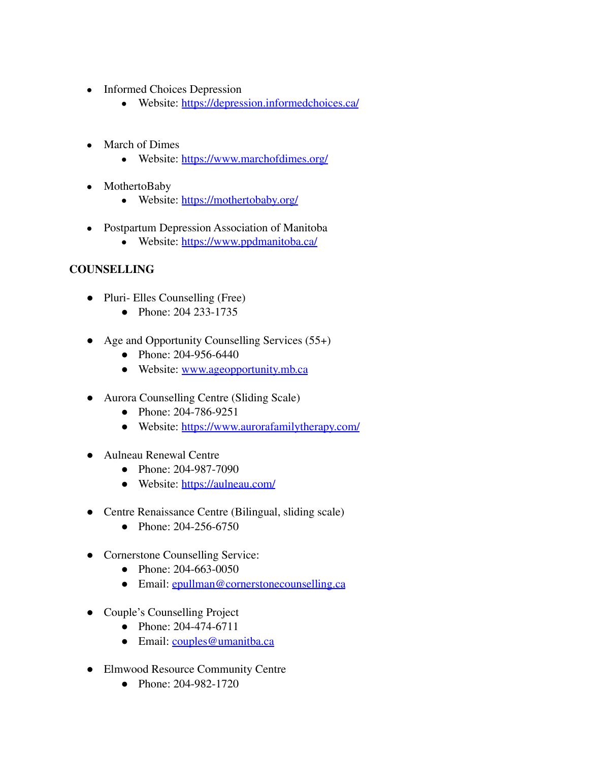- Informed Choices Depression
  - Website: https://depression.informedchoices.ca/

- March of Dimes
  - Website: https://www.marchofdimes.org/

- MothertoBaby
  - Website: https://mothertobaby.org/

- Postpartum Depression Association of Manitoba
  - Website: https://www.ppdmanitoba.ca/

**COUNSELLING**

- Pluri- Elles Counselling (Free)
  - Phone: 204 233-1735

- Age and Opportunity Counselling Services (55+)
  - Phone: 204-956-6440
  - Website: www.ageopportunity.mb.ca

- Aurora Counselling Centre (Sliding Scale)
  - Phone: 204-786-9251
  - Website: https://www.aurorafamilytherapy.com/

- Aulneau Renewal Centre
  - Phone: 204-987-7090
  - Website: https://aulneau.com/

- Centre Renaissance Centre (Bilingual, sliding scale)
  - Phone: 204-256-6750

- Cornerstone Counselling Service:
  - Phone: 204-663-0050
  - Email: epullman@cornerstonecounselling.ca

- Couple's Counselling Project
  - Phone: 204-474-6711
  - Email: couples@umanitba.ca

- Elmwood Resource Community Centre
  - Phone: 204-982-1720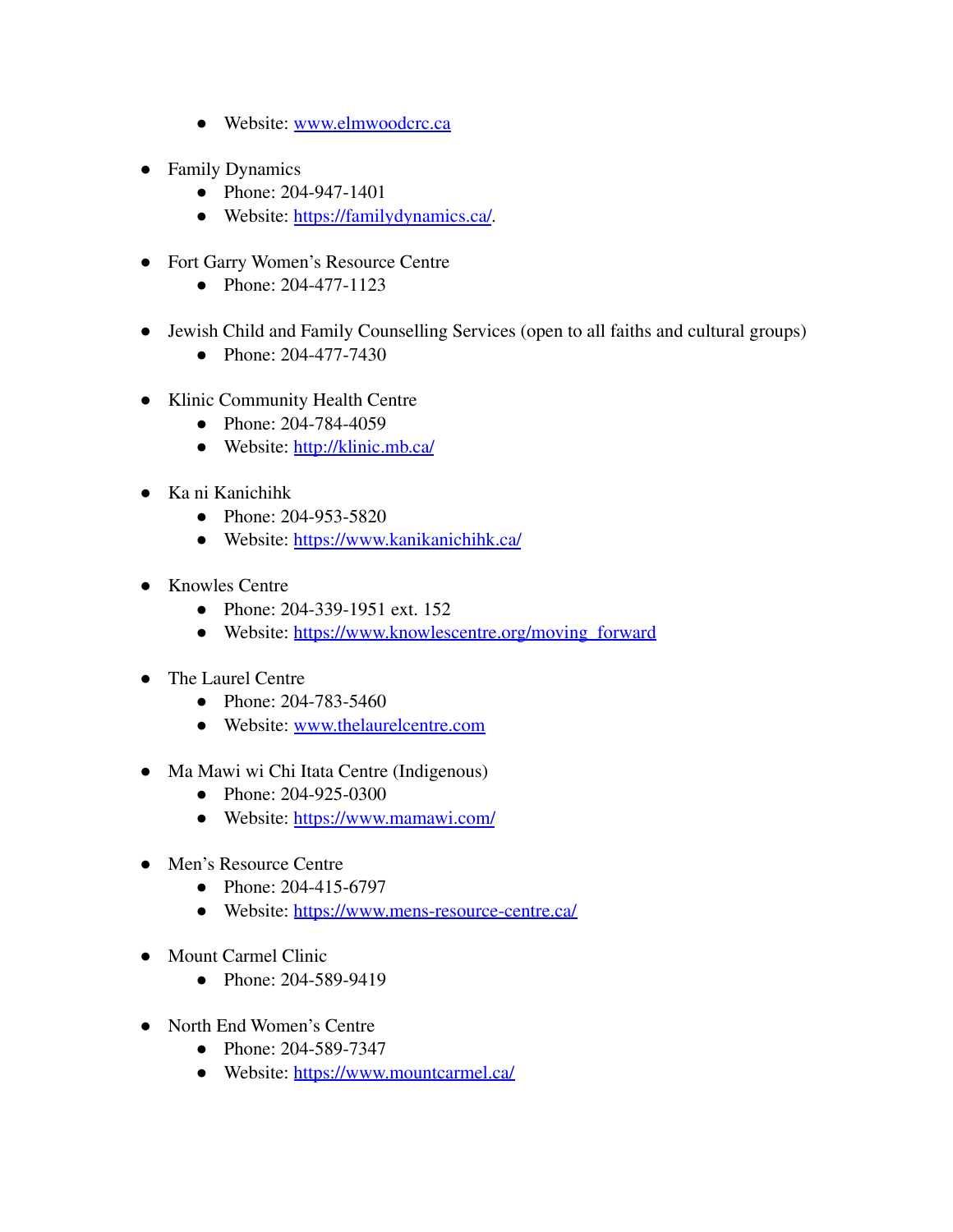- Website: www.elmwoodcrc.ca

- Family Dynamics
    - Phone: 204-947-1401
    - Website: https://familydynamics.ca/.

- Fort Garry Women's Resource Centre
    - Phone: 204-477-1123

- Jewish Child and Family Counselling Services (open to all faiths and cultural groups)
    - Phone: 204-477-7430

- Klinic Community Health Centre
    - Phone: 204-784-4059
    - Website: http://klinic.mb.ca/

- Ka ni Kanichihk
    - Phone: 204-953-5820
    - Website: https://www.kanikanichihk.ca/

- Knowles Centre
    - Phone: 204-339-1951 ext. 152
    - Website: https://www.knowlescentre.org/moving_forward

- The Laurel Centre
    - Phone: 204-783-5460
    - Website: www.thelaurelcentre.com

- Ma Mawi wi Chi Itata Centre (Indigenous)
    - Phone: 204-925-0300
    - Website: https://www.mamawi.com/

- Men's Resource Centre
    - Phone: 204-415-6797
    - Website: https://www.mens-resource-centre.ca/

- Mount Carmel Clinic
    - Phone: 204-589-9419

- North End Women's Centre
    - Phone: 204-589-7347
    - Website: https://www.mountcarmel.ca/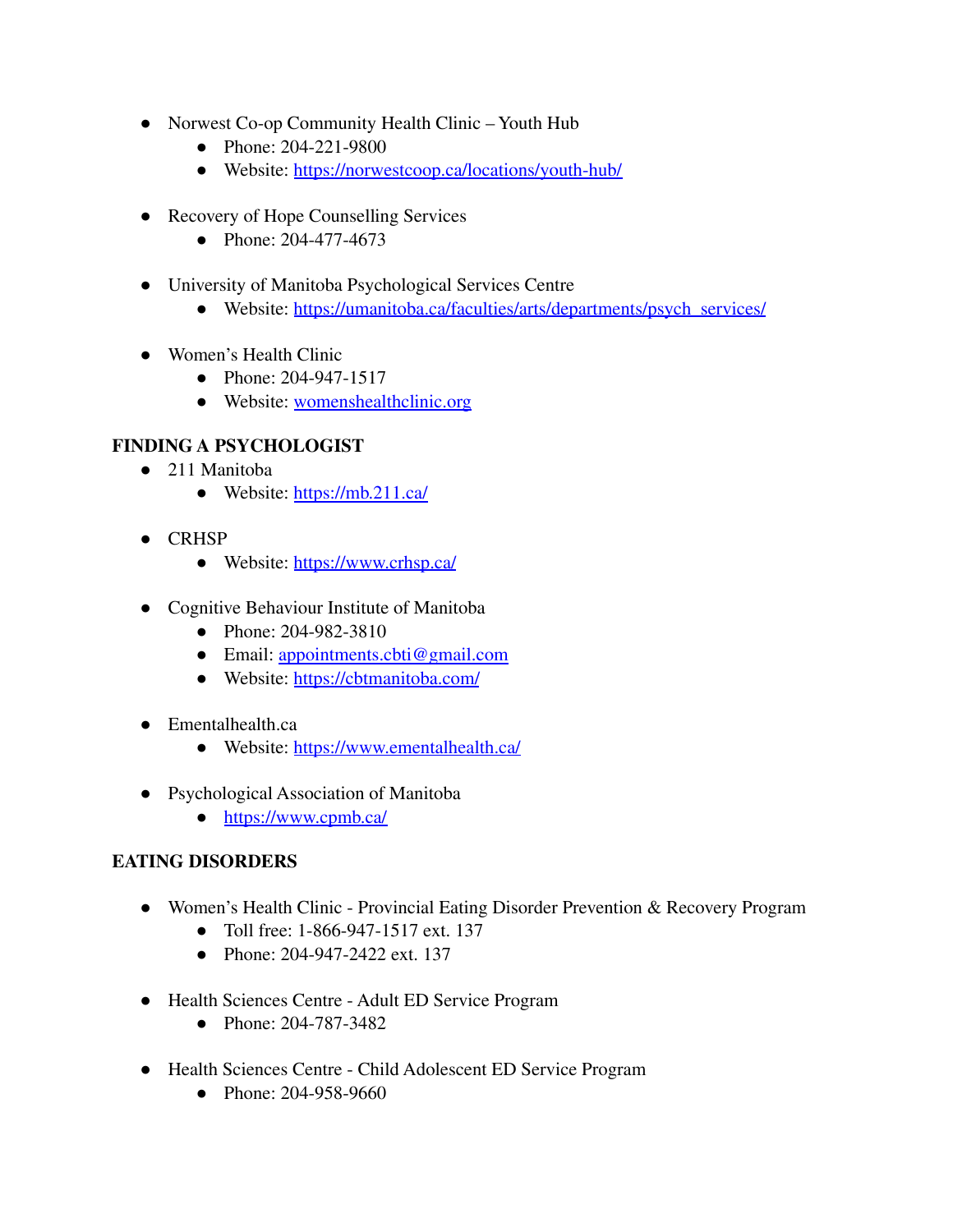- Norwest Co-op Community Health Clinic – Youth Hub
  - Phone: 204-221-9800
  - Website: https://norwestcoop.ca/locations/youth-hub/

- Recovery of Hope Counselling Services
  - Phone: 204-477-4673

- University of Manitoba Psychological Services Centre
  - Website: https://umanitoba.ca/faculties/arts/departments/psych_services/

- Women's Health Clinic
  - Phone: 204-947-1517
  - Website: womenshealthclinic.org

**FINDING A PSYCHOLOGIST**

- 211 Manitoba
  - Website: https://mb.211.ca/

- CRHSP
  - Website: https://www.crhsp.ca/

- Cognitive Behaviour Institute of Manitoba
  - Phone: 204-982-3810
  - Email: appointments.cbti@gmail.com
  - Website: https://cbtmanitoba.com/

- Ementalhealth.ca
  - Website: https://www.ementalhealth.ca/

- Psychological Association of Manitoba
  - https://www.cpmb.ca/

**EATING DISORDERS**

- Women's Health Clinic - Provincial Eating Disorder Prevention & Recovery Program
  - Toll free: 1-866-947-1517 ext. 137
  - Phone: 204-947-2422 ext. 137

- Health Sciences Centre - Adult ED Service Program
  - Phone: 204-787-3482

- Health Sciences Centre - Child Adolescent ED Service Program
  - Phone: 204-958-9660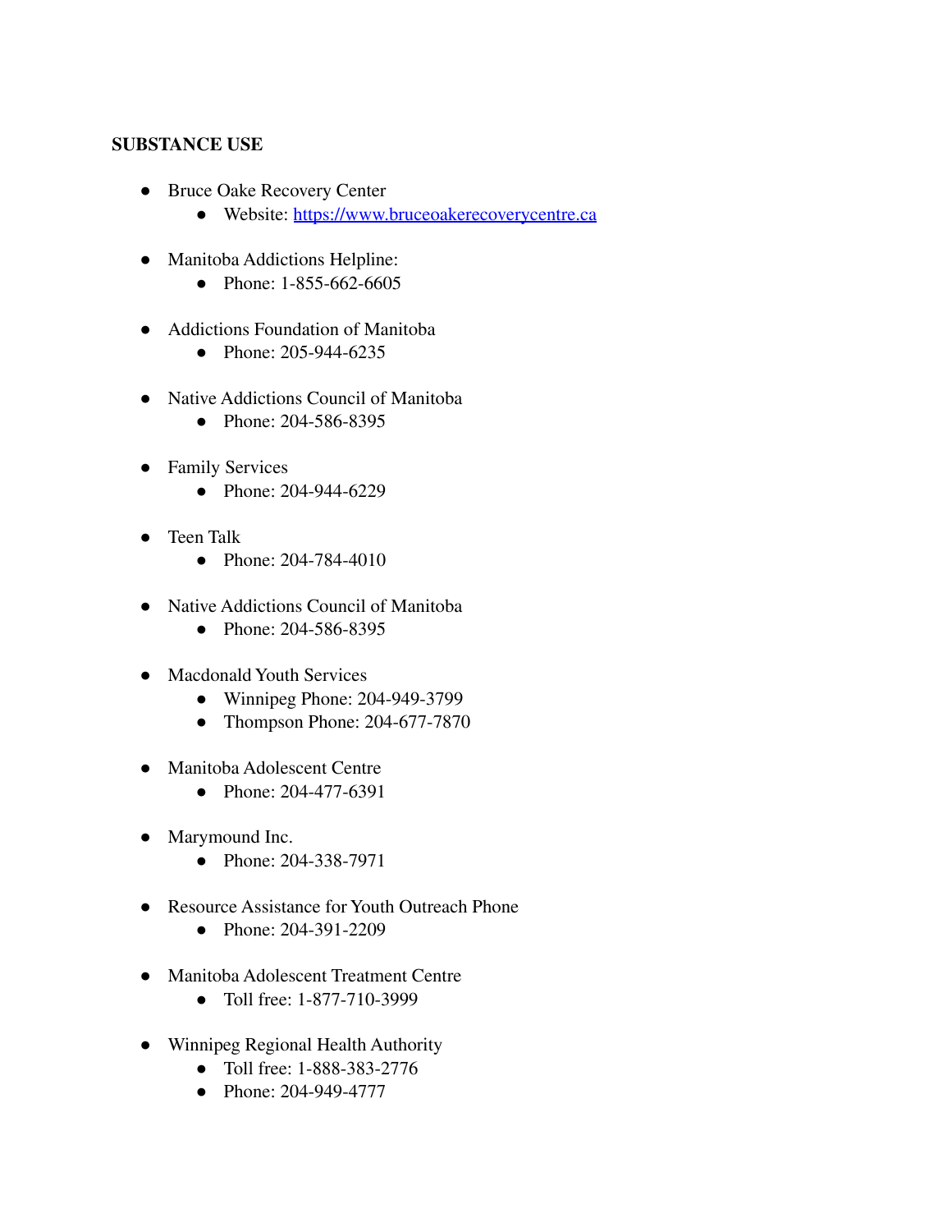**SUBSTANCE USE**

- Bruce Oake Recovery Center
    - Website: https://www.bruceoakerecoverycentre.ca
- Manitoba Addictions Helpline:
    - Phone: 1-855-662-6605
- Addictions Foundation of Manitoba
    - Phone: 205-944-6235
- Native Addictions Council of Manitoba
    - Phone: 204-586-8395
- Family Services
    - Phone: 204-944-6229
- Teen Talk
    - Phone: 204-784-4010
- Native Addictions Council of Manitoba
    - Phone: 204-586-8395
- Macdonald Youth Services
    - Winnipeg Phone: 204-949-3799
    - Thompson Phone: 204-677-7870
- Manitoba Adolescent Centre
    - Phone: 204-477-6391
- Marymound Inc.
    - Phone: 204-338-7971
- Resource Assistance for Youth Outreach Phone
    - Phone: 204-391-2209
- Manitoba Adolescent Treatment Centre
    - Toll free: 1-877-710-3999
- Winnipeg Regional Health Authority
    - Toll free: 1-888-383-2776
    - Phone: 204-949-4777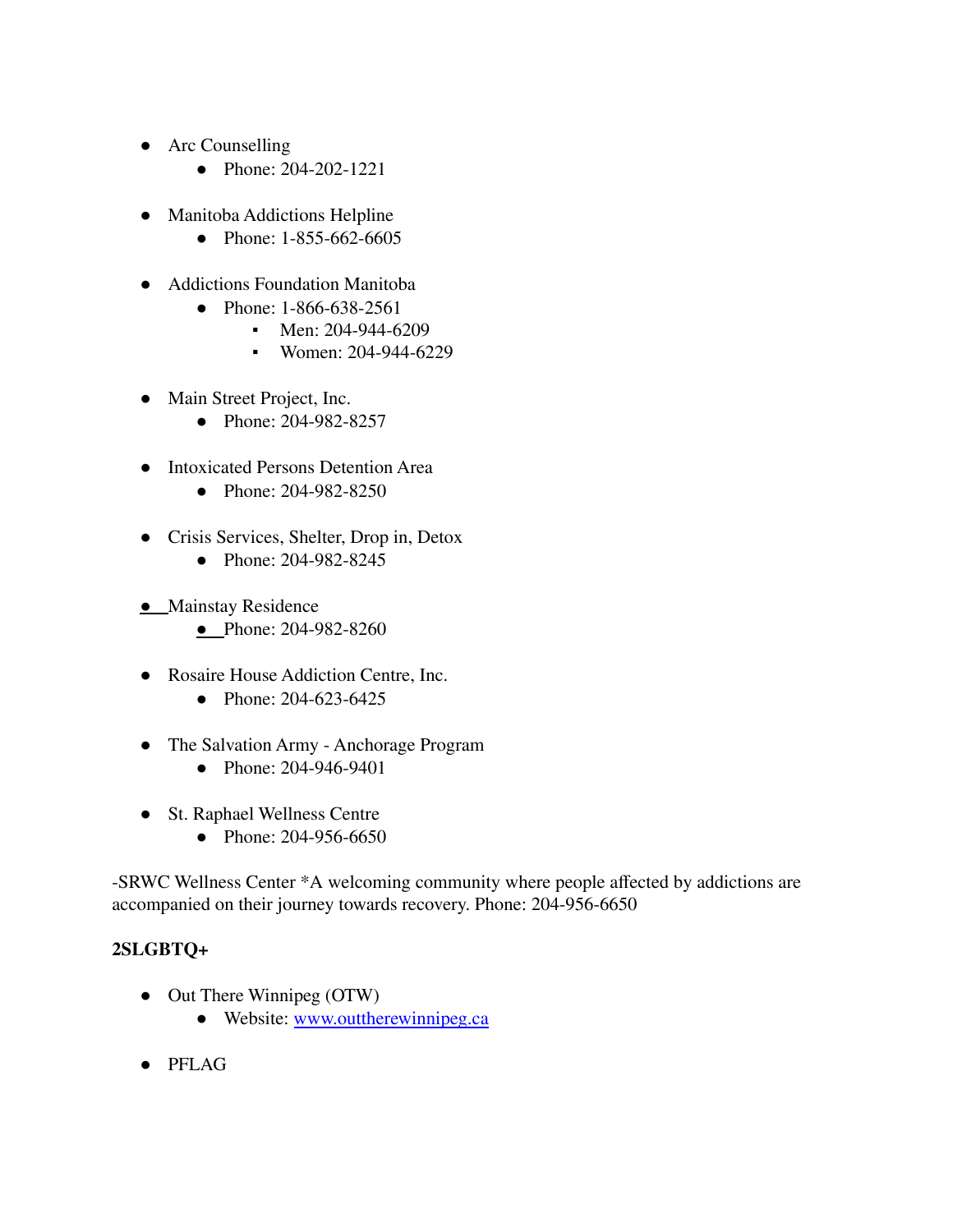- Arc Counselling
    - Phone: 204-202-1221

- Manitoba Addictions Helpline
    - Phone: 1-855-662-6605

- Addictions Foundation Manitoba
    - Phone: 1-866-638-2561
        - Men: 204-944-6209
        - Women: 204-944-6229

- Main Street Project, Inc.
    - Phone: 204-982-8257

- Intoxicated Persons Detention Area
    - Phone: 204-982-8250

- Crisis Services, Shelter, Drop in, Detox
    - Phone: 204-982-8245

- Mainstay Residence
    - Phone: 204-982-8260

- Rosaire House Addiction Centre, Inc.
    - Phone: 204-623-6425

- The Salvation Army - Anchorage Program
    - Phone: 204-946-9401

- St. Raphael Wellness Centre
    - Phone: 204-956-6650

-SRWC Wellness Center *A welcoming community where people affected by addictions are accompanied on their journey towards recovery. Phone: 204-956-6650

**2SLGBTQ+**

- Out There Winnipeg (OTW)
    - Website: [www.outtherewinnipeg.ca](http://www.outtherewinnipeg.ca)

- PFLAG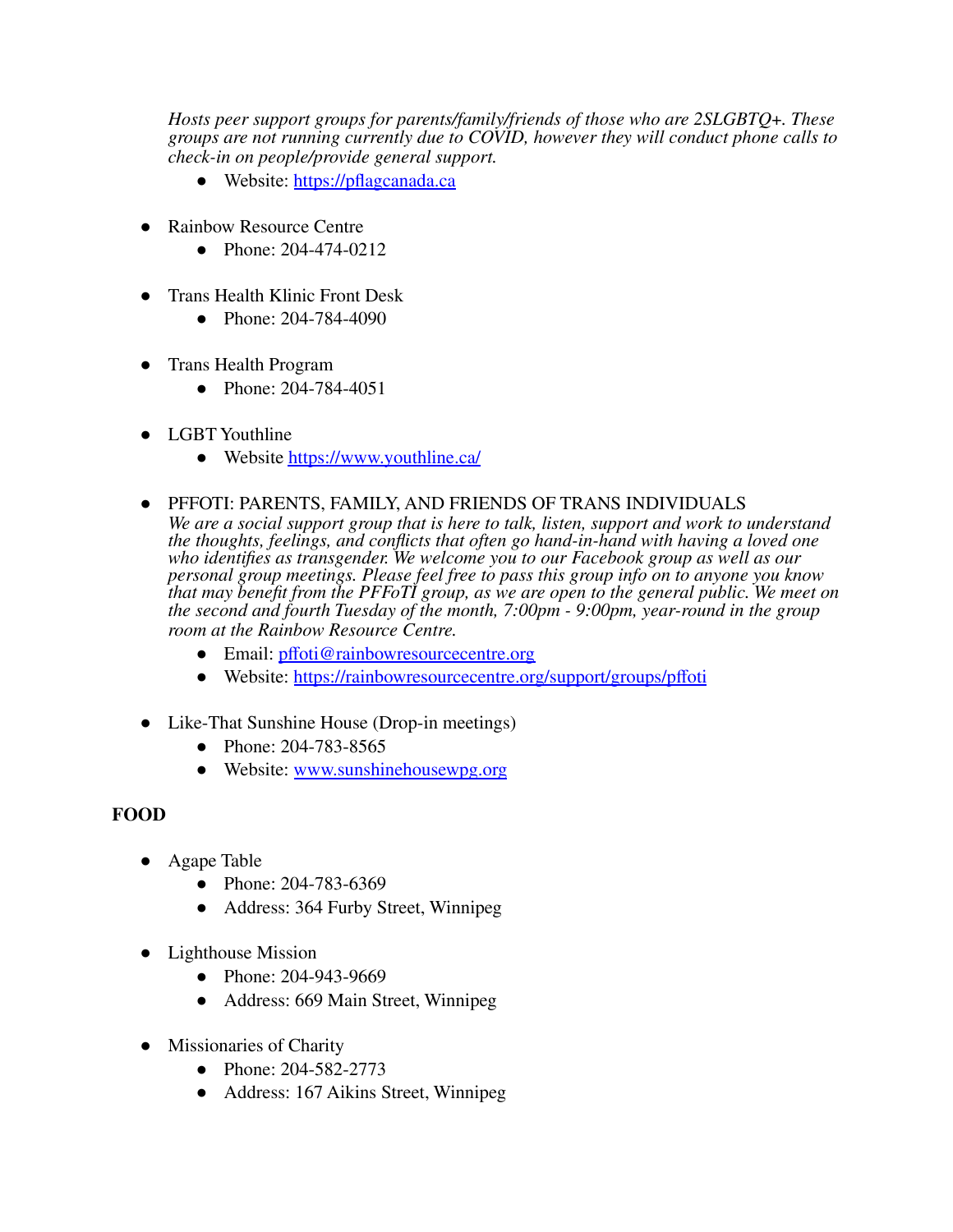*Hosts peer support groups for parents/family/friends of those who are 2SLGBTQ+. These groups are not running currently due to COVID, however they will conduct phone calls to check-in on people/provide general support.*

- Website: https://pflagcanada.ca

- Rainbow Resource Centre
  - Phone: 204-474-0212

- Trans Health Klinic Front Desk
  - Phone: 204-784-4090

- Trans Health Program
  - Phone: 204-784-4051

- LGBT Youthline
  - Website https://www.youthline.ca/

- PFFOTI: PARENTS, FAMILY, AND FRIENDS OF TRANS INDIVIDUALS
  *We are a social support group that is here to talk, listen, support and work to understand the thoughts, feelings, and conflicts that often go hand-in-hand with having a loved one who identifies as transgender. We welcome you to our Facebook group as well as our personal group meetings. Please feel free to pass this group info on to anyone you know that may benefit from the PFFoTI group, as we are open to the general public. We meet on the second and fourth Tuesday of the month, 7:00pm - 9:00pm, year-round in the group room at the Rainbow Resource Centre.*
  - Email: pffoti@rainbowresourcecentre.org
  - Website: https://rainbowresourcecentre.org/support/groups/pffoti

- Like-That Sunshine House (Drop-in meetings)
  - Phone: 204-783-8565
  - Website: www.sunshinehousewpg.org

**FOOD**

- Agape Table
  - Phone: 204-783-6369
  - Address: 364 Furby Street, Winnipeg

- Lighthouse Mission
  - Phone: 204-943-9669
  - Address: 669 Main Street, Winnipeg

- Missionaries of Charity
  - Phone: 204-582-2773
  - Address: 167 Aikins Street, Winnipeg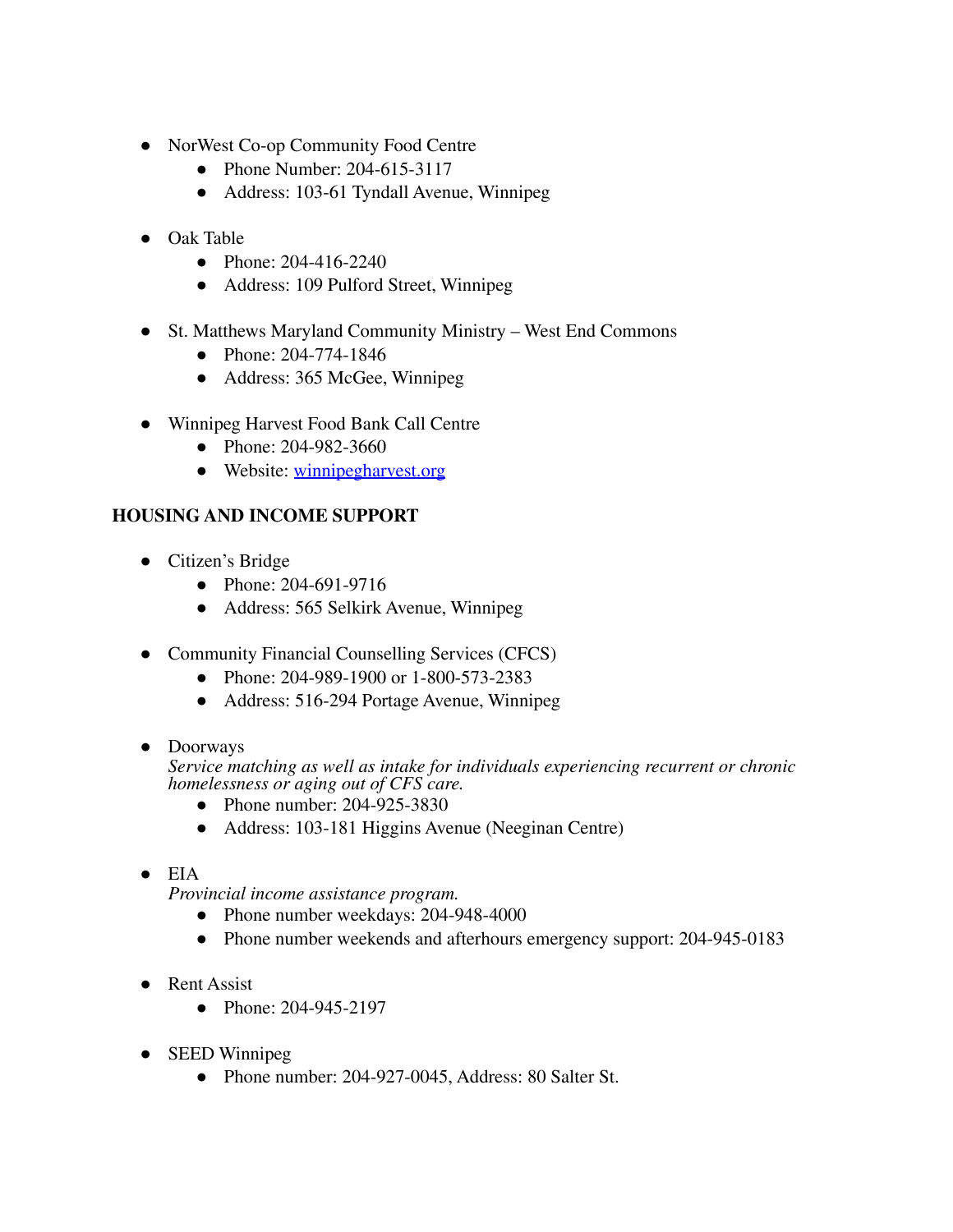- NorWest Co-op Community Food Centre
    - Phone Number: 204-615-3117
    - Address: 103-61 Tyndall Avenue, Winnipeg

- Oak Table
    - Phone: 204-416-2240
    - Address: 109 Pulford Street, Winnipeg

- St. Matthews Maryland Community Ministry – West End Commons
    - Phone: 204-774-1846
    - Address: 365 McGee, Winnipeg

- Winnipeg Harvest Food Bank Call Centre
    - Phone: 204-982-3660
    - Website: [winnipegharvest.org](winnipegharvest.org)

**HOUSING AND INCOME SUPPORT**

- Citizen's Bridge
    - Phone: 204-691-9716
    - Address: 565 Selkirk Avenue, Winnipeg

- Community Financial Counselling Services (CFCS)
    - Phone: 204-989-1900 or 1-800-573-2383
    - Address: 516-294 Portage Avenue, Winnipeg

- Doorways
  *Service matching as well as intake for individuals experiencing recurrent or chronic homelessness or aging out of CFS care.*
    - Phone number: 204-925-3830
    - Address: 103-181 Higgins Avenue (Neeginan Centre)

- EIA
  *Provincial income assistance program.*
    - Phone number weekdays: 204-948-4000
    - Phone number weekends and afterhours emergency support: 204-945-0183

- Rent Assist
    - Phone: 204-945-2197

- SEED Winnipeg
    - Phone number: 204-927-0045, Address: 80 Salter St.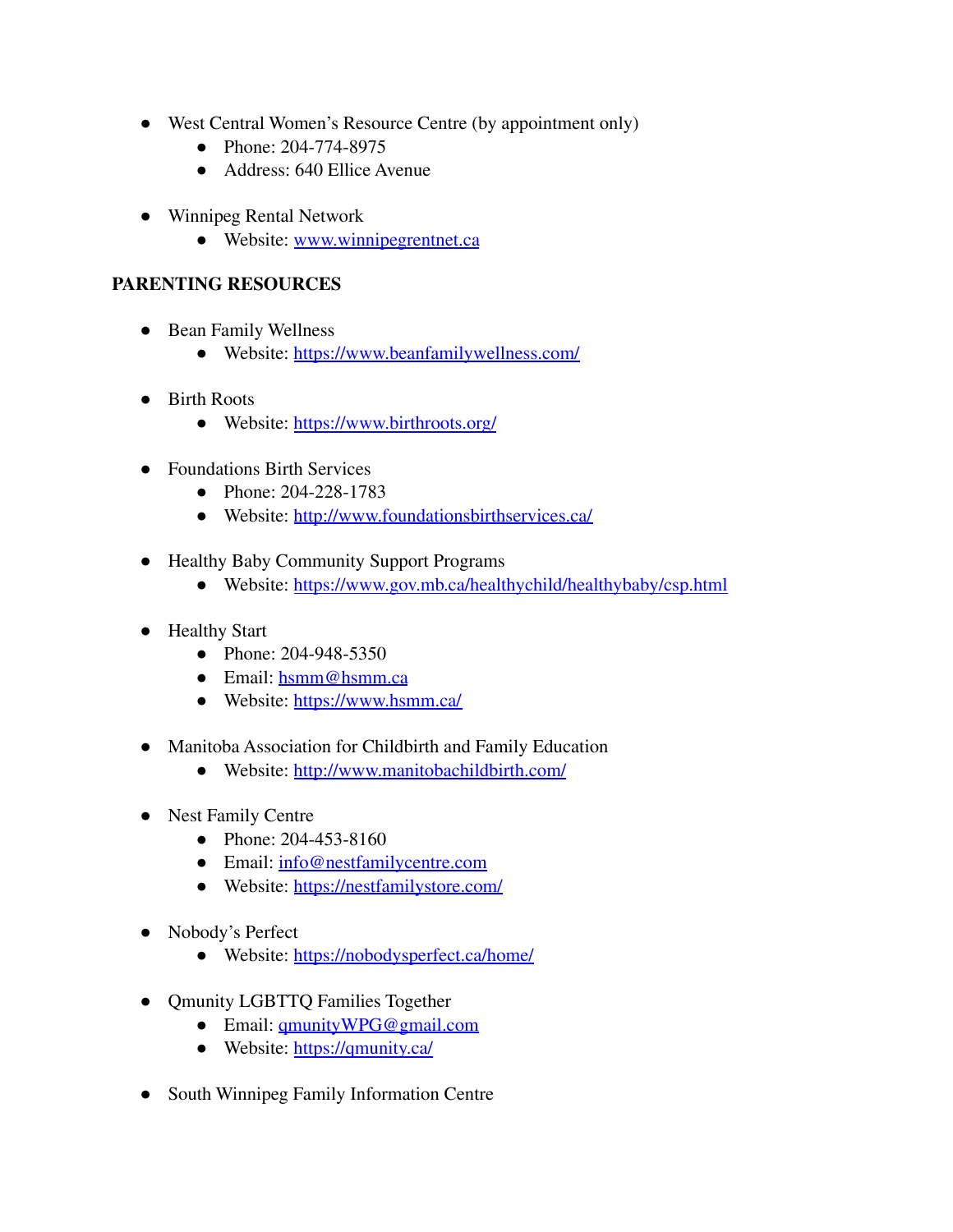- West Central Women's Resource Centre (by appointment only)
  - Phone: 204-774-8975
  - Address: 640 Ellice Avenue

- Winnipeg Rental Network
  - Website: www.winnipegrentnet.ca

**PARENTING RESOURCES**

- Bean Family Wellness
  - Website: https://www.beanfamilywellness.com/

- Birth Roots
  - Website: https://www.birthroots.org/

- Foundations Birth Services
  - Phone: 204-228-1783
  - Website: http://www.foundationsbirthservices.ca/

- Healthy Baby Community Support Programs
  - Website: https://www.gov.mb.ca/healthychild/healthybaby/csp.html

- Healthy Start
  - Phone: 204-948-5350
  - Email: hsmm@hsmm.ca
  - Website: https://www.hsmm.ca/

- Manitoba Association for Childbirth and Family Education
  - Website: http://www.manitobachildbirth.com/

- Nest Family Centre
  - Phone: 204-453-8160
  - Email: info@nestfamilycentre.com
  - Website: https://nestfamilystore.com/

- Nobody's Perfect
  - Website: https://nobodysperfect.ca/home/

- Qmunity LGBTTQ Families Together
  - Email: qmunityWPG@gmail.com
  - Website: https://qmunity.ca/

- South Winnipeg Family Information Centre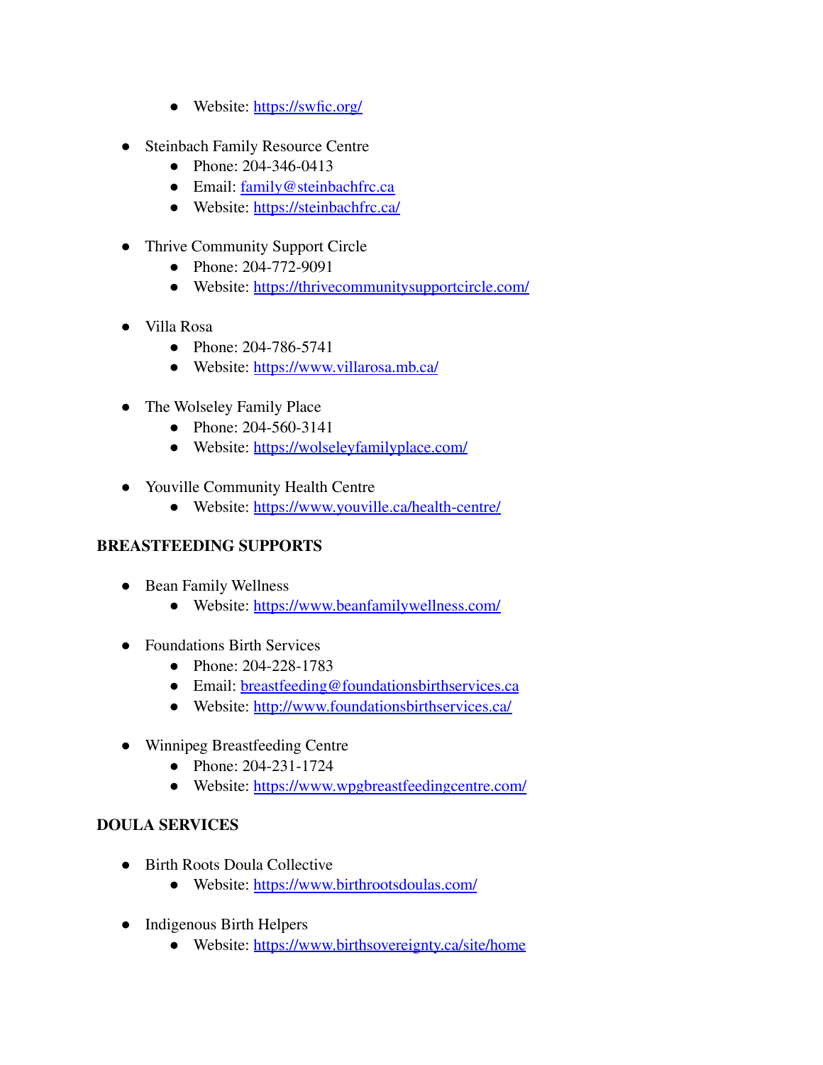- Website: https://swfic.org/

- Steinbach Family Resource Centre
  - Phone: 204-346-0413
  - Email: family@steinbachfrc.ca
  - Website: https://steinbachfrc.ca/

- Thrive Community Support Circle
  - Phone: 204-772-9091
  - Website: https://thrivecommunitysupportcircle.com/

- Villa Rosa
  - Phone: 204-786-5741
  - Website: https://www.villarosa.mb.ca/

- The Wolseley Family Place
  - Phone: 204-560-3141
  - Website: https://wolseleyfamilyplace.com/

- Youville Community Health Centre
  - Website: https://www.youville.ca/health-centre/

**BREASTFEEDING SUPPORTS**

- Bean Family Wellness
  - Website: https://www.beanfamilywellness.com/

- Foundations Birth Services
  - Phone: 204-228-1783
  - Email: breastfeeding@foundationsbirthservices.ca
  - Website: http://www.foundationsbirthservices.ca/

- Winnipeg Breastfeeding Centre
  - Phone: 204-231-1724
  - Website: https://www.wpgbreastfeedingcentre.com/

**DOULA SERVICES**

- Birth Roots Doula Collective
  - Website: https://www.birthrootsdoulas.com/

- Indigenous Birth Helpers
  - Website: https://www.birthsovereignty.ca/site/home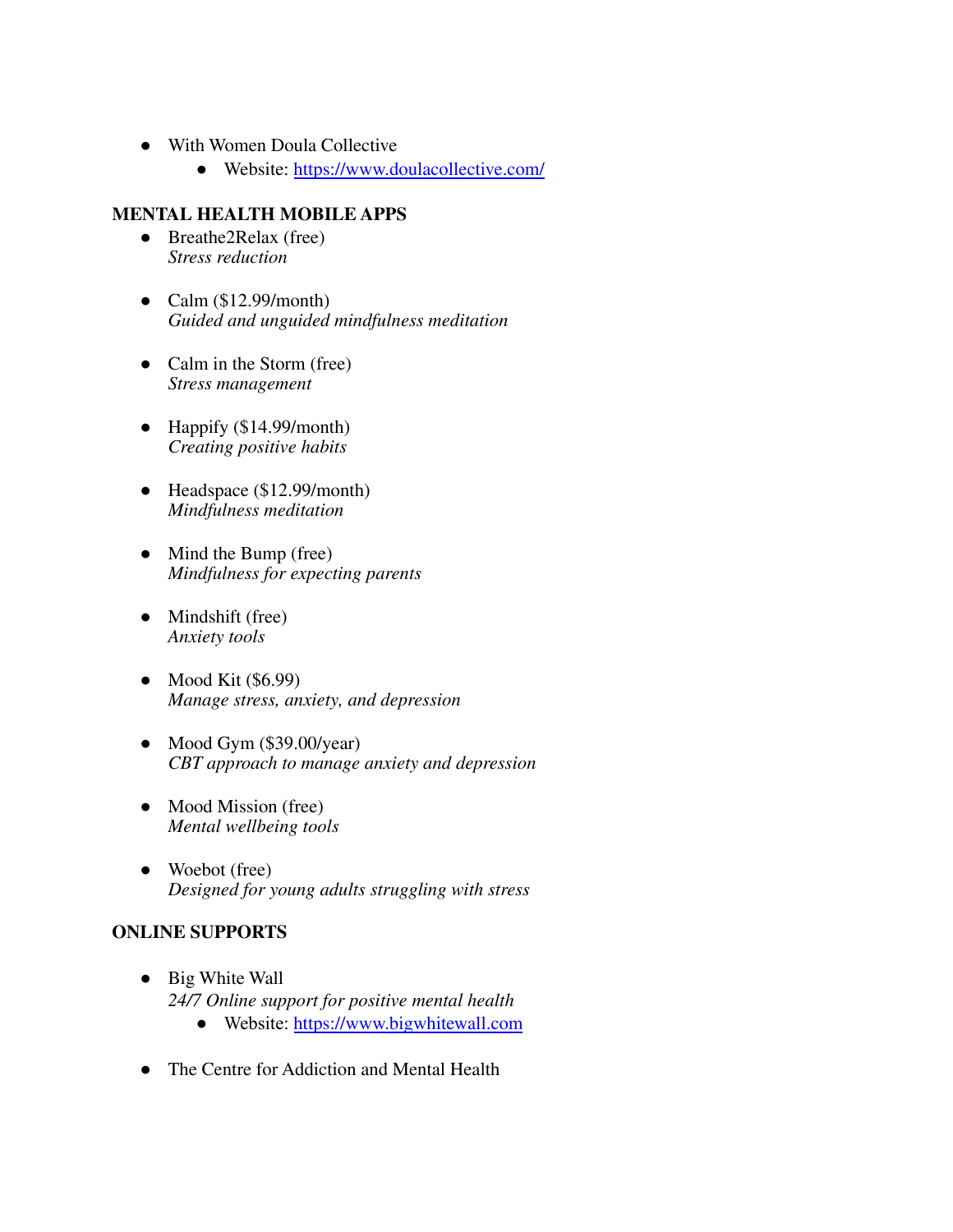- With Women Doula Collective
    - Website: [https://www.doulacollective.com/](https://www.doulacollective.com/)

**MENTAL HEALTH MOBILE APPS**

- Breathe2Relax (free)
  *Stress reduction*

- Calm ($12.99/month)
  *Guided and unguided mindfulness meditation*

- Calm in the Storm (free)
  *Stress management*

- Happify ($14.99/month)
  *Creating positive habits*

- Headspace ($12.99/month)
  *Mindfulness meditation*

- Mind the Bump (free)
  *Mindfulness for expecting parents*

- Mindshift (free)
  *Anxiety tools*

- Mood Kit ($6.99)
  *Manage stress, anxiety, and depression*

- Mood Gym ($39.00/year)
  *CBT approach to manage anxiety and depression*

- Mood Mission (free)
  *Mental wellbeing tools*

- Woebot (free)
  *Designed for young adults struggling with stress*

**ONLINE SUPPORTS**

- Big White Wall
  *24/7 Online support for positive mental health*
    - Website: [https://www.bigwhitewall.com](https://www.bigwhitewall.com)

- The Centre for Addiction and Mental Health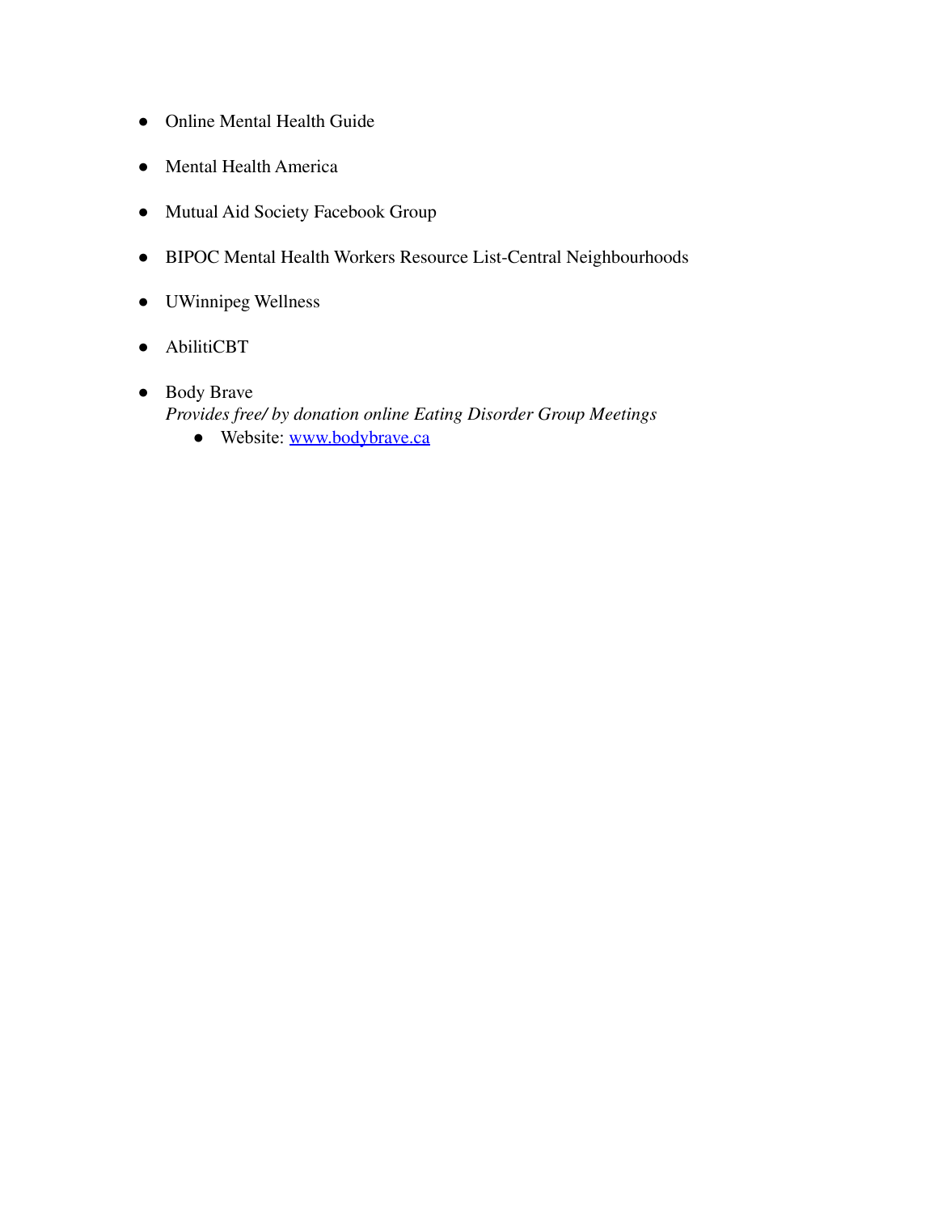- Online Mental Health Guide
- Mental Health America
- Mutual Aid Society Facebook Group
- BIPOC Mental Health Workers Resource List-Central Neighbourhoods
- UWinnipeg Wellness
- AbilitiCBT
- Body Brave
  *Provides free/ by donation online Eating Disorder Group Meetings*
    - Website: [www.bodybrave.ca](http://www.bodybrave.ca)